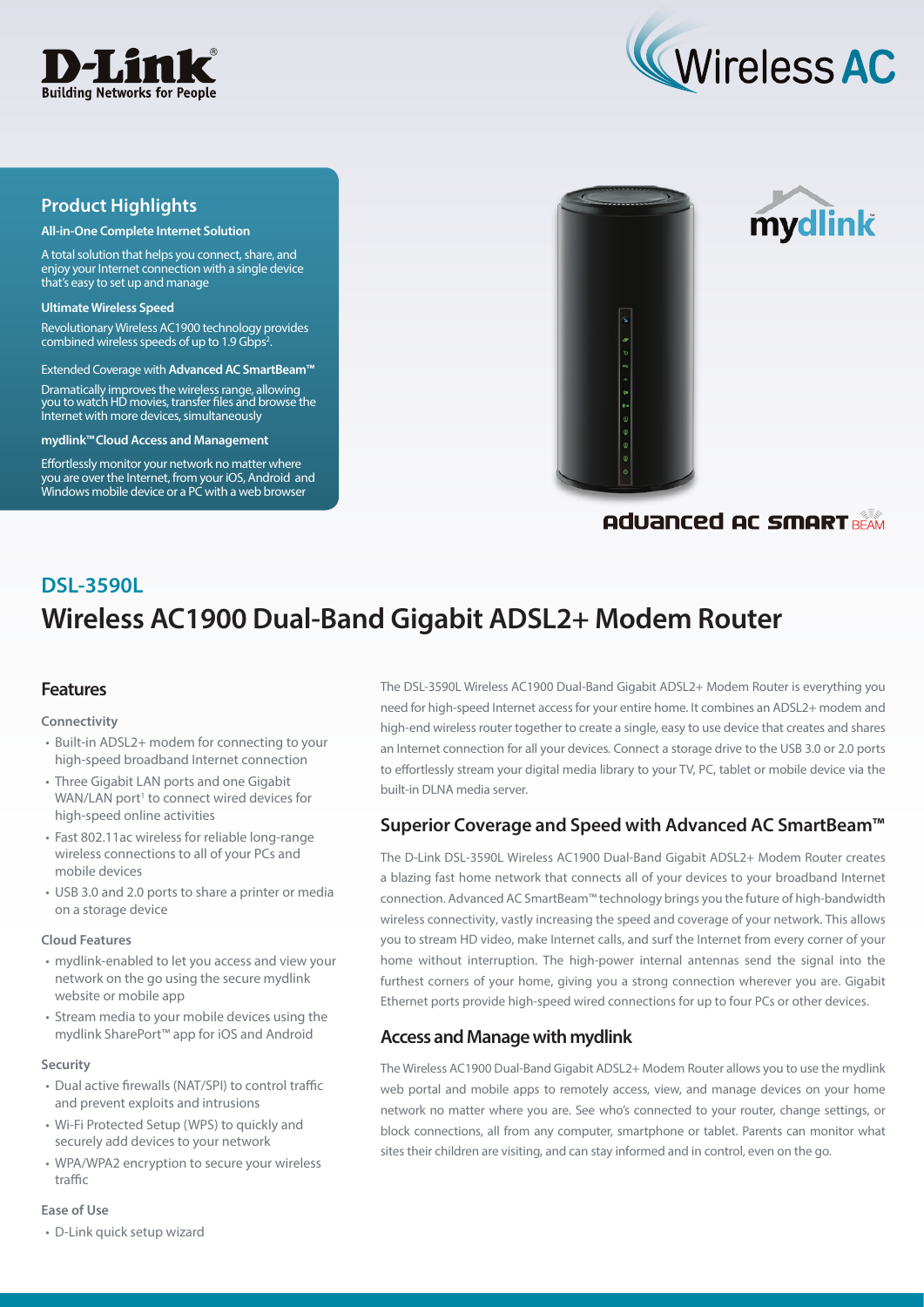D-Link
Building Networks for People

Wireless AC

## Product Highlights

**All-in-One Complete Internet Solution**

A total solution that helps you connect, share, and enjoy your Internet connection with a single device that's easy to set up and manage

**Ultimate Wireless Speed**

Revolutionary Wireless AC1900 technology provides combined wireless speeds of up to 1.9 Gbps[2].

Extended Coverage with **Advanced AC SmartBeam™**

Dramatically improves the wireless range, allowing you to watch HD movies, transfer files and browse the Internet with more devices, simultaneously

**mydlink™ Cloud Access and Management**

Effortlessly monitor your network no matter where you are over the Internet, from your iOS, Android and Windows mobile device or a PC with a web browser

mydlink

Advanced AC SMART BEAM

## DSL-3590L

# Wireless AC1900 Dual-Band Gigabit ADSL2+ Modem Router

## Features

### Connectivity

- Built-in ADSL2+ modem for connecting to your high-speed broadband Internet connection
- Three Gigabit LAN ports and one Gigabit WAN/LAN port[1] to connect wired devices for high-speed online activities
- Fast 802.11ac wireless for reliable long-range wireless connections to all of your PCs and mobile devices
- USB 3.0 and 2.0 ports to share a printer or media on a storage device

### Cloud Features

- mydlink-enabled to let you access and view your network on the go using the secure mydlink website or mobile app
- Stream media to your mobile devices using the mydlink SharePort™ app for iOS and Android

### Security

- Dual active firewalls (NAT/SPI) to control traffic and prevent exploits and intrusions
- Wi-Fi Protected Setup (WPS) to quickly and securely add devices to your network
- WPA/WPA2 encryption to secure your wireless traffic

### Ease of Use

- D-Link quick setup wizard

The DSL-3590L Wireless AC1900 Dual-Band Gigabit ADSL2+ Modem Router is everything you need for high-speed Internet access for your entire home. It combines an ADSL2+ modem and high-end wireless router together to create a single, easy to use device that creates and shares an Internet connection for all your devices. Connect a storage drive to the USB 3.0 or 2.0 ports to effortlessly stream your digital media library to your TV, PC, tablet or mobile device via the built-in DLNA media server.

## Superior Coverage and Speed with Advanced AC SmartBeam™

The D-Link DSL-3590L Wireless AC1900 Dual-Band Gigabit ADSL2+ Modem Router creates a blazing fast home network that connects all of your devices to your broadband Internet connection. Advanced AC SmartBeam™ technology brings you the future of high-bandwidth wireless connectivity, vastly increasing the speed and coverage of your network. This allows you to stream HD video, make Internet calls, and surf the Internet from every corner of your home without interruption. The high-power internal antennas send the signal into the furthest corners of your home, giving you a strong connection wherever you are. Gigabit Ethernet ports provide high-speed wired connections for up to four PCs or other devices.

## Access and Manage with mydlink

The Wireless AC1900 Dual-Band Gigabit ADSL2+ Modem Router allows you to use the mydlink web portal and mobile apps to remotely access, view, and manage devices on your home network no matter where you are. See who's connected to your router, change settings, or block connections, all from any computer, smartphone or tablet. Parents can monitor what sites their children are visiting, and can stay informed and in control, even on the go.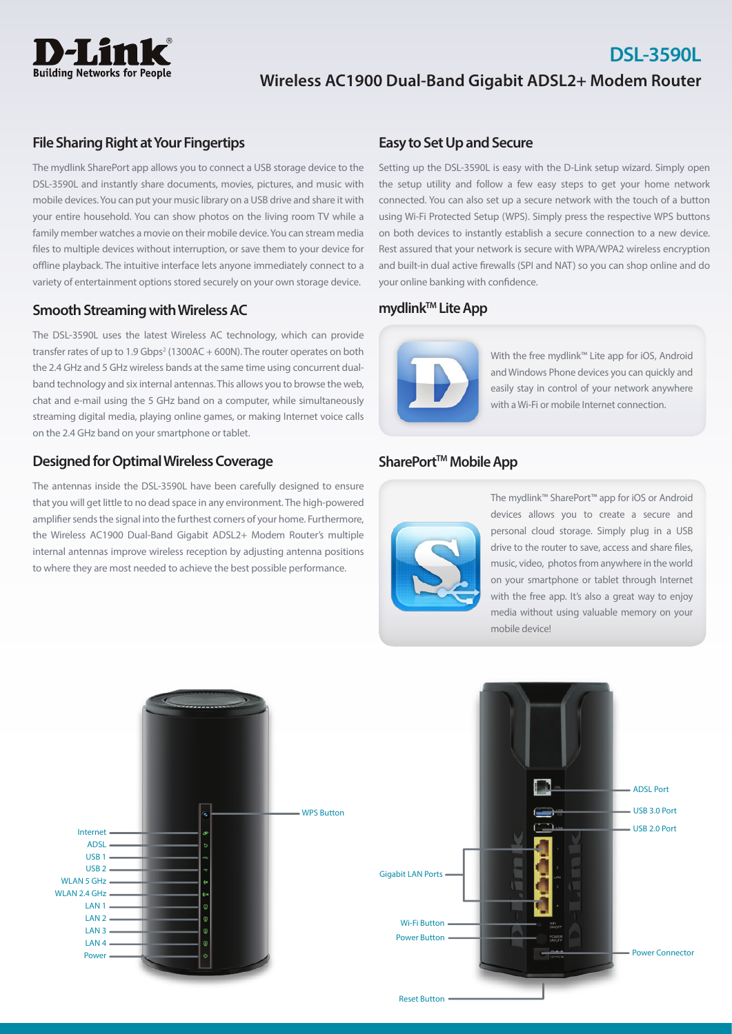# DSL-3590L

## Wireless AC1900 Dual-Band Gigabit ADSL2+ Modem Router

### File Sharing Right at Your Fingertips

The mydlink SharePort app allows you to connect a USB storage device to the DSL-3590L and instantly share documents, movies, pictures, and music with mobile devices. You can put your music library on a USB drive and share it with your entire household. You can show photos on the living room TV while a family member watches a movie on their mobile device. You can stream media files to multiple devices without interruption, or save them to your device for offline playback. The intuitive interface lets anyone immediately connect to a variety of entertainment options stored securely on your own storage device.

### Smooth Streaming with Wireless AC

The DSL-3590L uses the latest Wireless AC technology, which can provide transfer rates of up to 1.9 Gbps[2] (1300AC + 600N). The router operates on both the 2.4 GHz and 5 GHz wireless bands at the same time using concurrent dual-band technology and six internal antennas. This allows you to browse the web, chat and e-mail using the 5 GHz band on a computer, while simultaneously streaming digital media, playing online games, or making Internet voice calls on the 2.4 GHz band on your smartphone or tablet.

### Designed for Optimal Wireless Coverage

The antennas inside the DSL-3590L have been carefully designed to ensure that you will get little to no dead space in any environment. The high-powered amplifier sends the signal into the furthest corners of your home. Furthermore, the Wireless AC1900 Dual-Band Gigabit ADSL2+ Modem Router's multiple internal antennas improve wireless reception by adjusting antenna positions to where they are most needed to achieve the best possible performance.

### Easy to Set Up and Secure

Setting up the DSL-3590L is easy with the D-Link setup wizard. Simply open the setup utility and follow a few easy steps to get your home network connected. You can also set up a secure network with the touch of a button using Wi-Fi Protected Setup (WPS). Simply press the respective WPS buttons on both devices to instantly establish a secure connection to a new device. Rest assured that your network is secure with WPA/WPA2 wireless encryption and built-in dual active firewalls (SPI and NAT) so you can shop online and do your online banking with confidence.

### mydlink™ Lite App

With the free mydlink™ Lite app for iOS, Android and Windows Phone devices you can quickly and easily stay in control of your network anywhere with a Wi-Fi or mobile Internet connection.

### SharePort™ Mobile App

The mydlink™ SharePort™ app for iOS or Android devices allows you to create a secure and personal cloud storage. Simply plug in a USB drive to the router to save, access and share files, music, video, photos from anywhere in the world on your smartphone or tablet through Internet with the free app. It's also a great way to enjoy media without using valuable memory on your mobile device!

Internet, ADSL, USB 1, USB 2, WLAN 5 GHz, WLAN 2.4 GHz, LAN 1, LAN 2, LAN 3, LAN 4, Power, WPS Button

ADSL Port, USB 3.0 Port, USB 2.0 Port, Gigabit LAN Ports, Wi-Fi Button, Power Button, Power Connector, Reset Button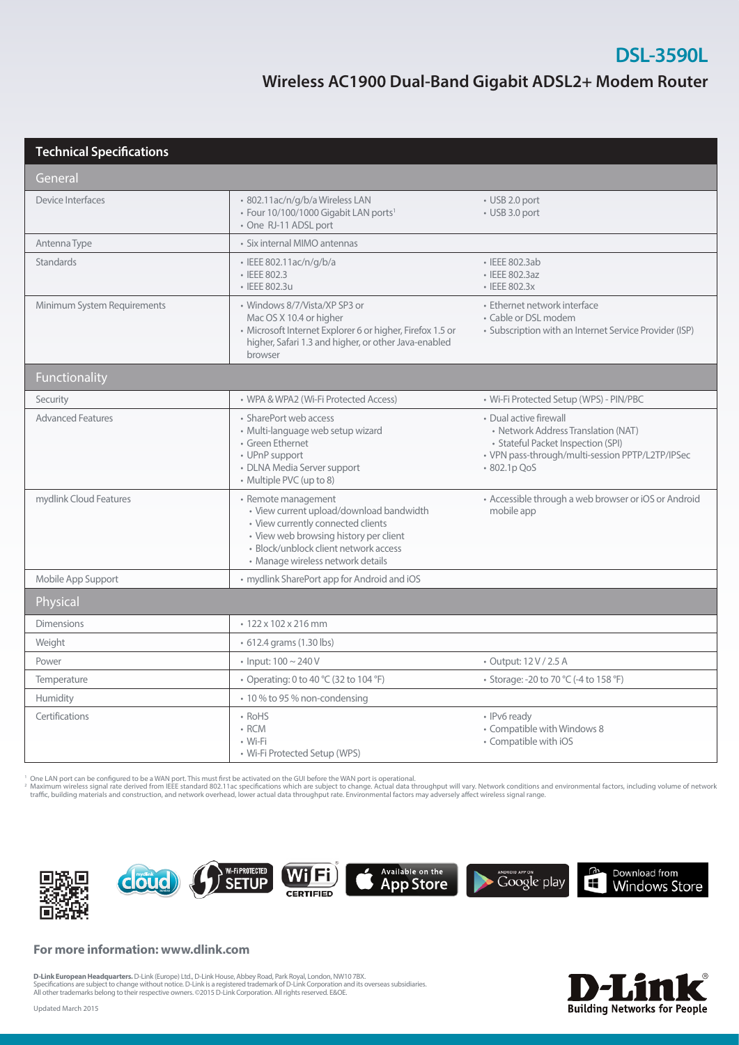# DSL-3590L

## Wireless AC1900 Dual-Band Gigabit ADSL2+ Modem Router

| Technical Specifications | | |
|---|---|---|
| **General** | | |
| Device Interfaces | • 802.11ac/n/g/b/a Wireless LAN<br>• Four 10/100/1000 Gigabit LAN ports[1]<br>• One RJ-11 ADSL port | • USB 2.0 port<br>• USB 3.0 port |
| Antenna Type | • Six internal MIMO antennas | |
| Standards | • IEEE 802.11ac/n/g/b/a<br>• IEEE 802.3<br>• IEEE 802.3u | • IEEE 802.3ab<br>• IEEE 802.3az<br>• IEEE 802.3x |
| Minimum System Requirements | • Windows 8/7/Vista/XP SP3 or Mac OS X 10.4 or higher<br>• Microsoft Internet Explorer 6 or higher, Firefox 1.5 or higher, Safari 1.3 and higher, or other Java-enabled browser | • Ethernet network interface<br>• Cable or DSL modem<br>• Subscription with an Internet Service Provider (ISP) |
| **Functionality** | | |
| Security | • WPA & WPA2 (Wi-Fi Protected Access) | • Wi-Fi Protected Setup (WPS) - PIN/PBC |
| Advanced Features | • SharePort web access<br>• Multi-language web setup wizard<br>• Green Ethernet<br>• UPnP support<br>• DLNA Media Server support<br>• Multiple PVC (up to 8) | • Dual active firewall<br>  • Network Address Translation (NAT)<br>  • Stateful Packet Inspection (SPI)<br>• VPN pass-through/multi-session PPTP/L2TP/IPSec<br>• 802.1p QoS |
| mydlink Cloud Features | • Remote management<br>  • View current upload/download bandwidth<br>  • View currently connected clients<br>  • View web browsing history per client<br>  • Block/unblock client network access<br>  • Manage wireless network details | • Accessible through a web browser or iOS or Android mobile app |
| Mobile App Support | • mydlink SharePort app for Android and iOS | |
| **Physical** | | |
| Dimensions | • 122 x 102 x 216 mm | |
| Weight | • 612.4 grams (1.30 lbs) | |
| Power | • Input: 100 ~ 240 V | • Output: 12 V / 2.5 A |
| Temperature | • Operating: 0 to 40 °C (32 to 104 °F) | • Storage: -20 to 70 °C (-4 to 158 °F) |
| Humidity | • 10 % to 95 % non-condensing | |
| Certifications | • RoHS<br>• RCM<br>• Wi-Fi<br>• Wi-Fi Protected Setup (WPS) | • IPv6 ready<br>• Compatible with Windows 8<br>• Compatible with iOS |

[1] One LAN port can be configured to be a WAN port. This must first be activated on the GUI before the WAN port is operational.
[2] Maximum wireless signal rate derived from IEEE standard 802.11ac specifications which are subject to change. Actual data throughput will vary. Network conditions and environmental factors, including volume of network traffic, building materials and construction, and network overhead, lower actual data throughput rate. Environmental factors may adversely affect wireless signal range.

**For more information: www.dlink.com**

**D-Link European Headquarters.** D-Link (Europe) Ltd., D-Link House, Abbey Road, Park Royal, London, NW10 7BX.
Specifications are subject to change without notice. D-Link is a registered trademark of D-Link Corporation and its overseas subsidiaries.
All other trademarks belong to their respective owners. ©2015 D-Link Corporation. All rights reserved. E&OE.

Updated March 2015